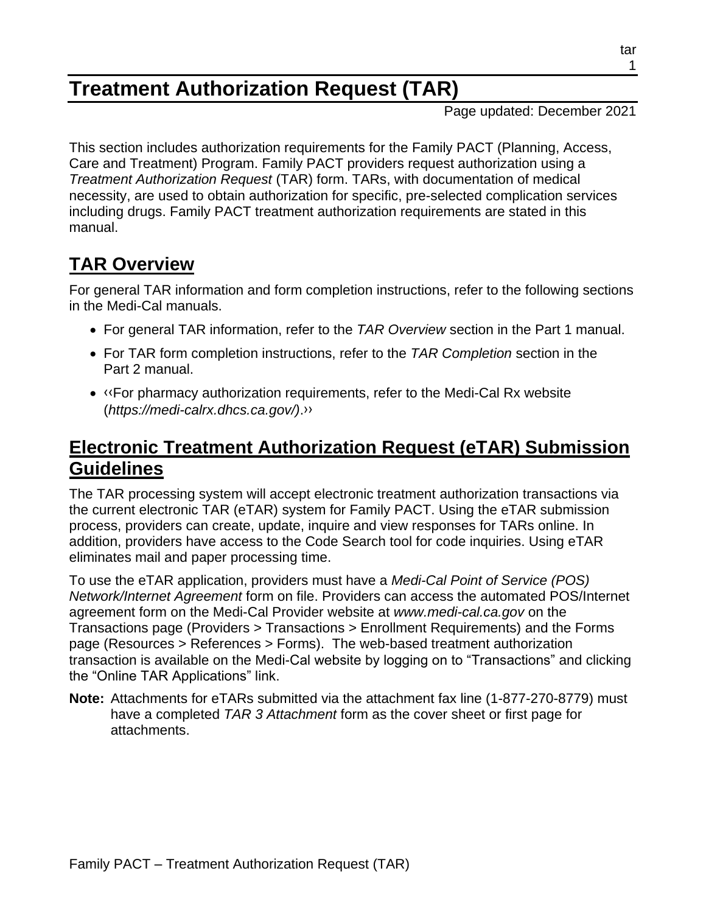# Treatment Authorization Request (TAR)

Page updated: December 2021

This section includes authorization requirements for the Family PACT (Planning, Access, Care and Treatment) Program. Family PACT providers request authorization using a *Treatment Authorization Request* (TAR) form. TARs, with documentation of medical necessity, are used to obtain authorization for specific, pre-selected complication services including drugs. Family PACT treatment authorization requirements are stated in this manual.

## TAR Overview

For general TAR information and form completion instructions, refer to the following sections in the Medi-Cal manuals.

- For general TAR information, refer to the *TAR Overview* section in the Part 1 manual.
- For TAR form completion instructions, refer to the *TAR Completion* section in the Part 2 manual.
- ‹‹For pharmacy authorization requirements, refer to the Medi-Cal Rx website (*https://medi-calrx.dhcs.ca.gov/)*.››

## Electronic Treatment Authorization Request (eTAR) Submission Guidelines

The TAR processing system will accept electronic treatment authorization transactions via the current electronic TAR (eTAR) system for Family PACT. Using the eTAR submission process, providers can create, update, inquire and view responses for TARs online. In addition, providers have access to the Code Search tool for code inquiries. Using eTAR eliminates mail and paper processing time.

To use the eTAR application, providers must have a *Medi-Cal Point of Service (POS) Network/Internet Agreement* form on file. Providers can access the automated POS/Internet agreement form on the Medi-Cal Provider website at *www.medi-cal.ca.gov* on the Transactions page (Providers > Transactions > Enrollment Requirements) and the Forms page (Resources > References > Forms). The web-based treatment authorization transaction is available on the Medi-Cal website by logging on to "Transactions" and clicking the "Online TAR Applications" link.

**Note:** Attachments for eTARs submitted via the attachment fax line (1-877-270-8779) must have a completed *TAR 3 Attachment* form as the cover sheet or first page for attachments.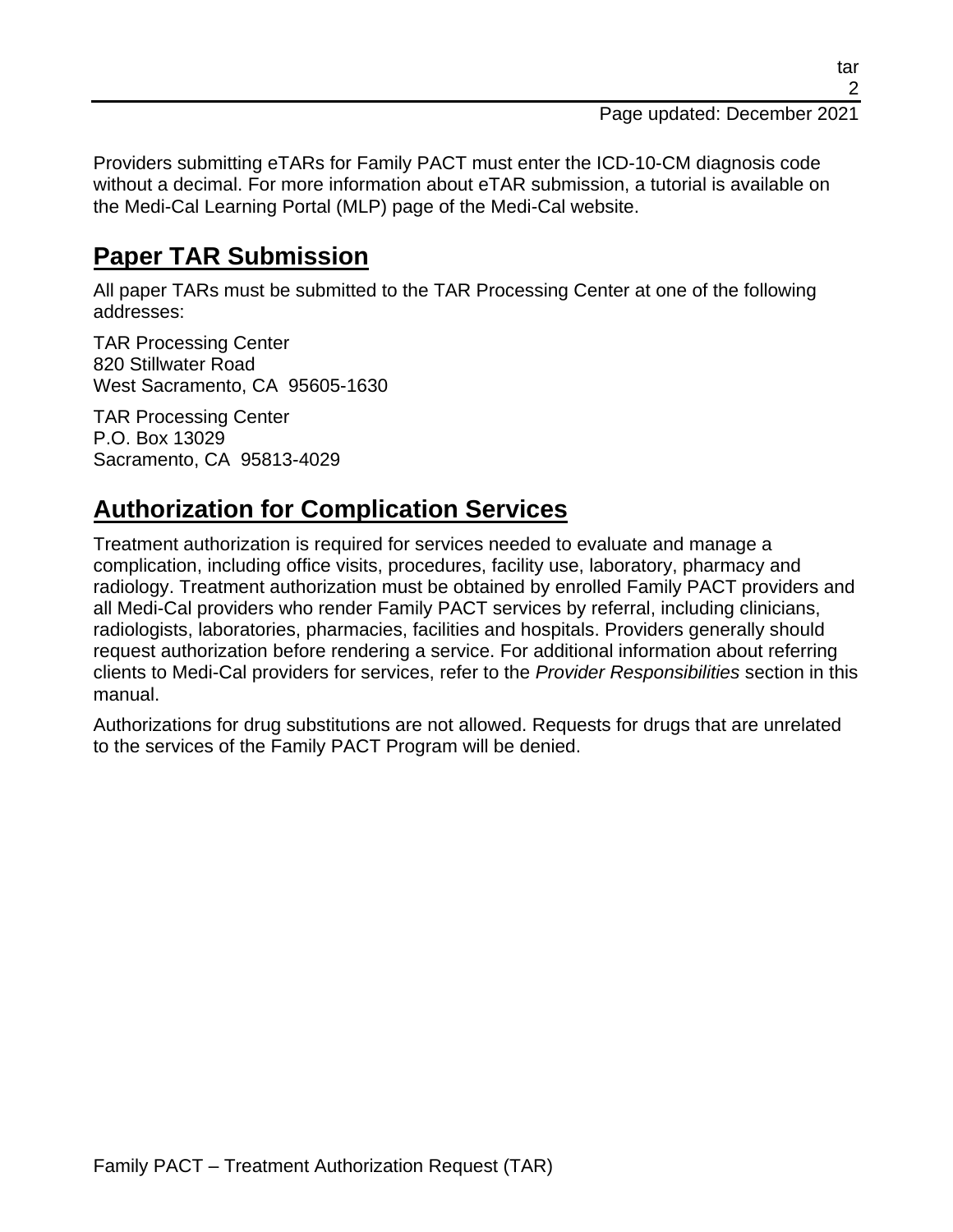Providers submitting eTARs for Family PACT must enter the ICD-10-CM diagnosis code without a decimal. For more information about eTAR submission, a tutorial is available on the Medi-Cal Learning Portal (MLP) page of the Medi-Cal website.

## **Paper TAR Submission**

All paper TARs must be submitted to the TAR Processing Center at one of the following addresses:

TAR Processing Center
820 Stillwater Road
West Sacramento, CA 95605-1630

TAR Processing Center
P.O. Box 13029
Sacramento, CA 95813-4029

## **Authorization for Complication Services**

Treatment authorization is required for services needed to evaluate and manage a complication, including office visits, procedures, facility use, laboratory, pharmacy and radiology. Treatment authorization must be obtained by enrolled Family PACT providers and all Medi-Cal providers who render Family PACT services by referral, including clinicians, radiologists, laboratories, pharmacies, facilities and hospitals. Providers generally should request authorization before rendering a service. For additional information about referring clients to Medi-Cal providers for services, refer to the *Provider Responsibilities* section in this manual.

Authorizations for drug substitutions are not allowed. Requests for drugs that are unrelated to the services of the Family PACT Program will be denied.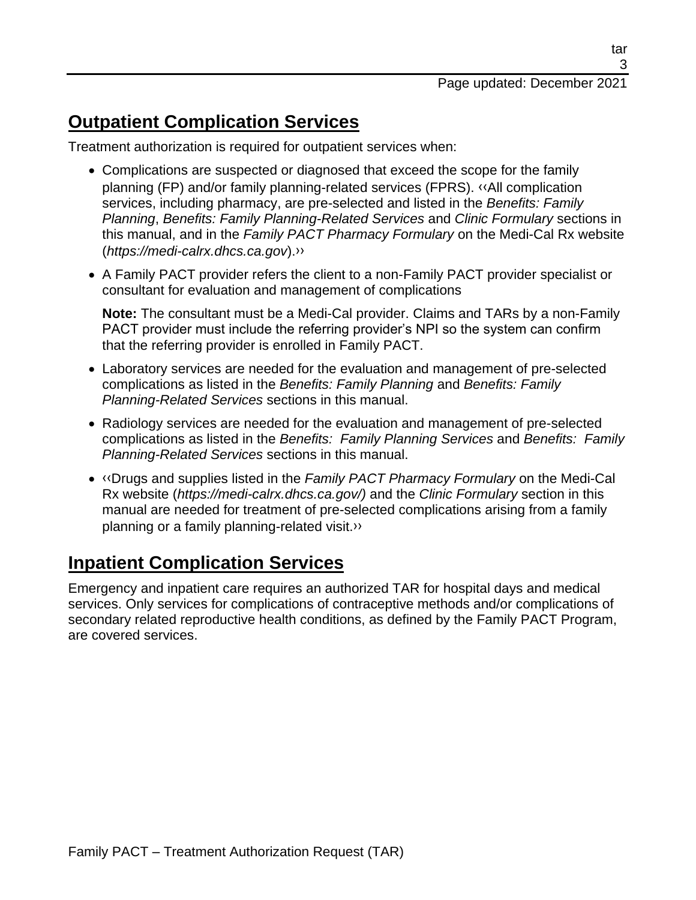## Outpatient Complication Services

Treatment authorization is required for outpatient services when:

- Complications are suspected or diagnosed that exceed the scope for the family planning (FP) and/or family planning-related services (FPRS). ‹‹All complication services, including pharmacy, are pre-selected and listed in the *Benefits: Family Planning*, *Benefits: Family Planning-Related Services* and *Clinic Formulary* sections in this manual, and in the *Family PACT Pharmacy Formulary* on the Medi-Cal Rx website (*https://medi-calrx.dhcs.ca.gov*).››
- A Family PACT provider refers the client to a non-Family PACT provider specialist or consultant for evaluation and management of complications

  **Note:** The consultant must be a Medi-Cal provider. Claims and TARs by a non-Family PACT provider must include the referring provider's NPI so the system can confirm that the referring provider is enrolled in Family PACT.

- Laboratory services are needed for the evaluation and management of pre-selected complications as listed in the *Benefits: Family Planning* and *Benefits: Family Planning-Related Services* sections in this manual.
- Radiology services are needed for the evaluation and management of pre-selected complications as listed in the *Benefits: Family Planning Services* and *Benefits: Family Planning-Related Services* sections in this manual.
- ‹‹Drugs and supplies listed in the *Family PACT Pharmacy Formulary* on the Medi-Cal Rx website (*https://medi-calrx.dhcs.ca.gov/)* and the *Clinic Formulary* section in this manual are needed for treatment of pre-selected complications arising from a family planning or a family planning-related visit.››

## Inpatient Complication Services

Emergency and inpatient care requires an authorized TAR for hospital days and medical services. Only services for complications of contraceptive methods and/or complications of secondary related reproductive health conditions, as defined by the Family PACT Program, are covered services.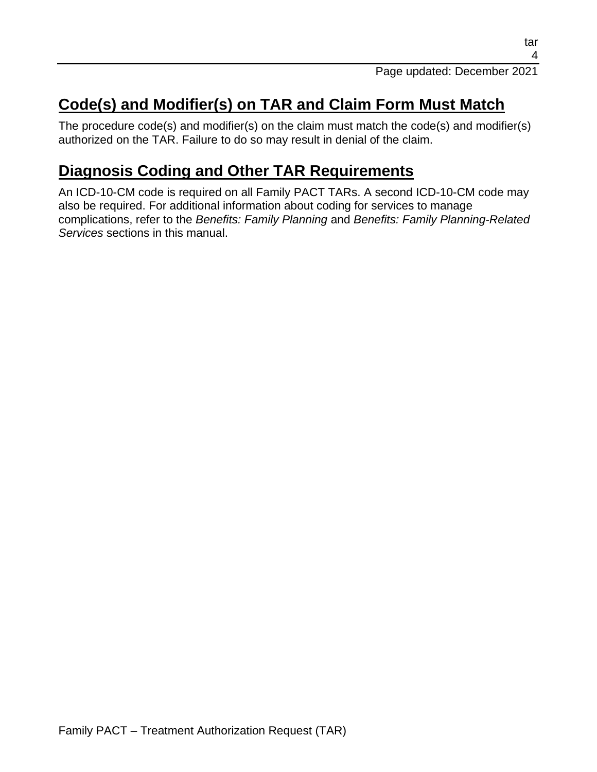## Code(s) and Modifier(s) on TAR and Claim Form Must Match

The procedure code(s) and modifier(s) on the claim must match the code(s) and modifier(s) authorized on the TAR. Failure to do so may result in denial of the claim.

## Diagnosis Coding and Other TAR Requirements

An ICD-10-CM code is required on all Family PACT TARs. A second ICD-10-CM code may also be required. For additional information about coding for services to manage complications, refer to the *Benefits: Family Planning* and *Benefits: Family Planning-Related Services* sections in this manual.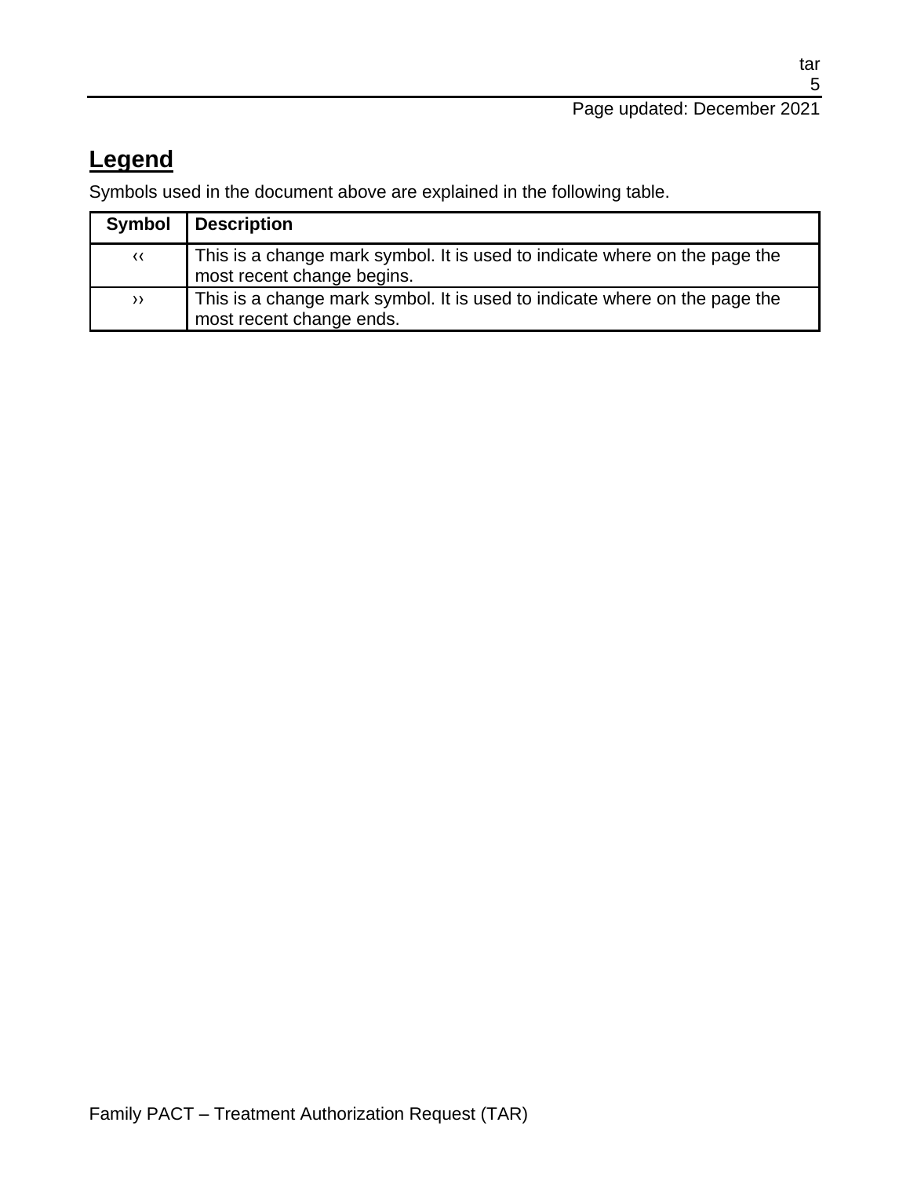## Legend

Symbols used in the document above are explained in the following table.

| Symbol | Description |
|---|---|
| ‹‹ | This is a change mark symbol. It is used to indicate where on the page the most recent change begins. |
| ›› | This is a change mark symbol. It is used to indicate where on the page the most recent change ends. |